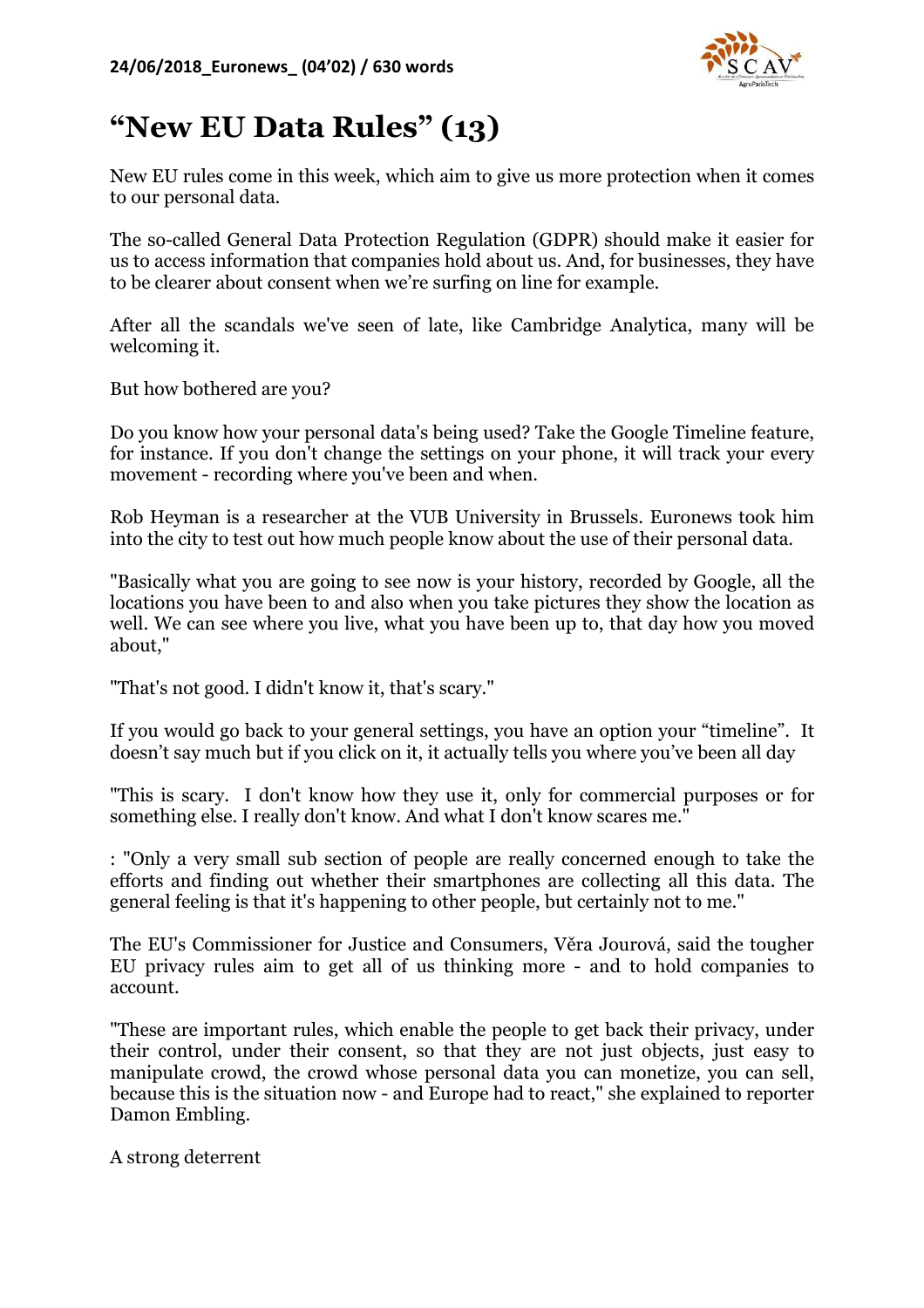**24/06/2018_Euronews_ (04'02) / 630 words**

# "New EU Data Rules" (13)

New EU rules come in this week, which aim to give us more protection when it comes to our personal data.

The so-called General Data Protection Regulation (GDPR) should make it easier for us to access information that companies hold about us. And, for businesses, they have to be clearer about consent when we're surfing on line for example.

After all the scandals we've seen of late, like Cambridge Analytica, many will be welcoming it.

But how bothered are you?

Do you know how your personal data's being used? Take the Google Timeline feature, for instance. If you don't change the settings on your phone, it will track your every movement - recording where you've been and when.

Rob Heyman is a researcher at the VUB University in Brussels. Euronews took him into the city to test out how much people know about the use of their personal data.

"Basically what you are going to see now is your history, recorded by Google, all the locations you have been to and also when you take pictures they show the location as well. We can see where you live, what you have been up to, that day how you moved about,"

"That's not good. I didn't know it, that's scary."

If you would go back to your general settings, you have an option your "timeline". It doesn't say much but if you click on it, it actually tells you where you've been all day

"This is scary. I don't know how they use it, only for commercial purposes or for something else. I really don't know. And what I don't know scares me."

: "Only a very small sub section of people are really concerned enough to take the efforts and finding out whether their smartphones are collecting all this data. The general feeling is that it's happening to other people, but certainly not to me."

The EU's Commissioner for Justice and Consumers, Věra Jourová, said the tougher EU privacy rules aim to get all of us thinking more - and to hold companies to account.

"These are important rules, which enable the people to get back their privacy, under their control, under their consent, so that they are not just objects, just easy to manipulate crowd, the crowd whose personal data you can monetize, you can sell, because this is the situation now - and Europe had to react," she explained to reporter Damon Embling.

A strong deterrent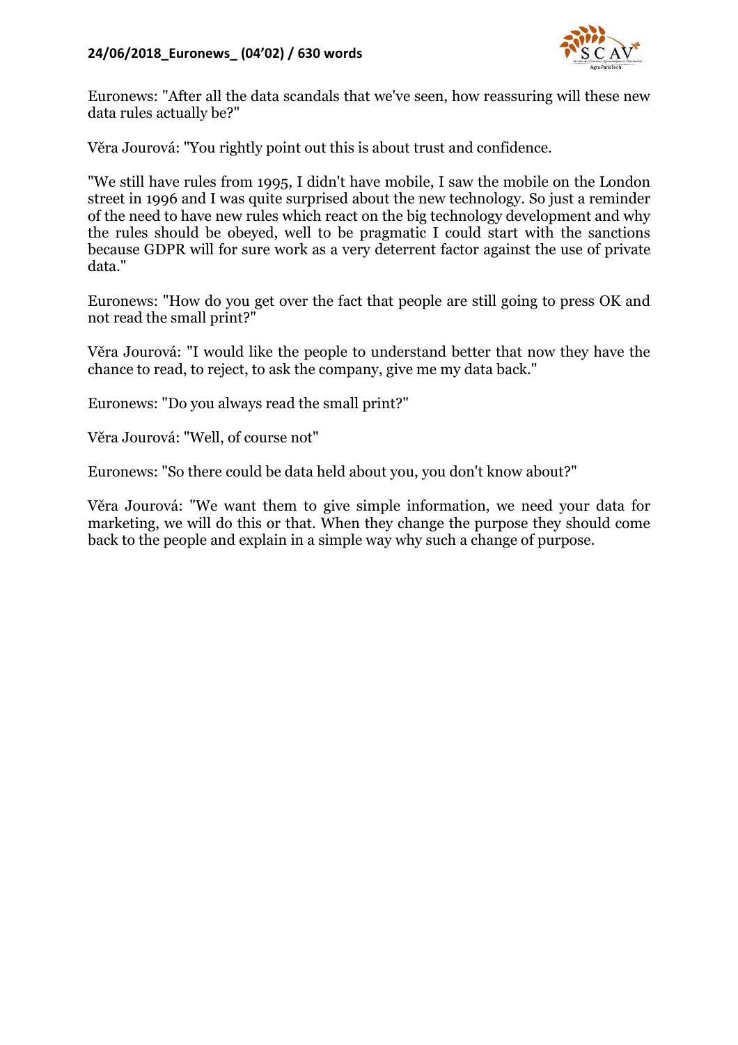Euronews: "After all the data scandals that we've seen, how reassuring will these new data rules actually be?"

Věra Jourová: "You rightly point out this is about trust and confidence.

"We still have rules from 1995, I didn't have mobile, I saw the mobile on the London street in 1996 and I was quite surprised about the new technology. So just a reminder of the need to have new rules which react on the big technology development and why the rules should be obeyed, well to be pragmatic I could start with the sanctions because GDPR will for sure work as a very deterrent factor against the use of private data."

Euronews: "How do you get over the fact that people are still going to press OK and not read the small print?"

Věra Jourová: "I would like the people to understand better that now they have the chance to read, to reject, to ask the company, give me my data back."

Euronews: "Do you always read the small print?"

Věra Jourová: "Well, of course not"

Euronews: "So there could be data held about you, you don't know about?"

Věra Jourová: "We want them to give simple information, we need your data for marketing, we will do this or that. When they change the purpose they should come back to the people and explain in a simple way why such a change of purpose.